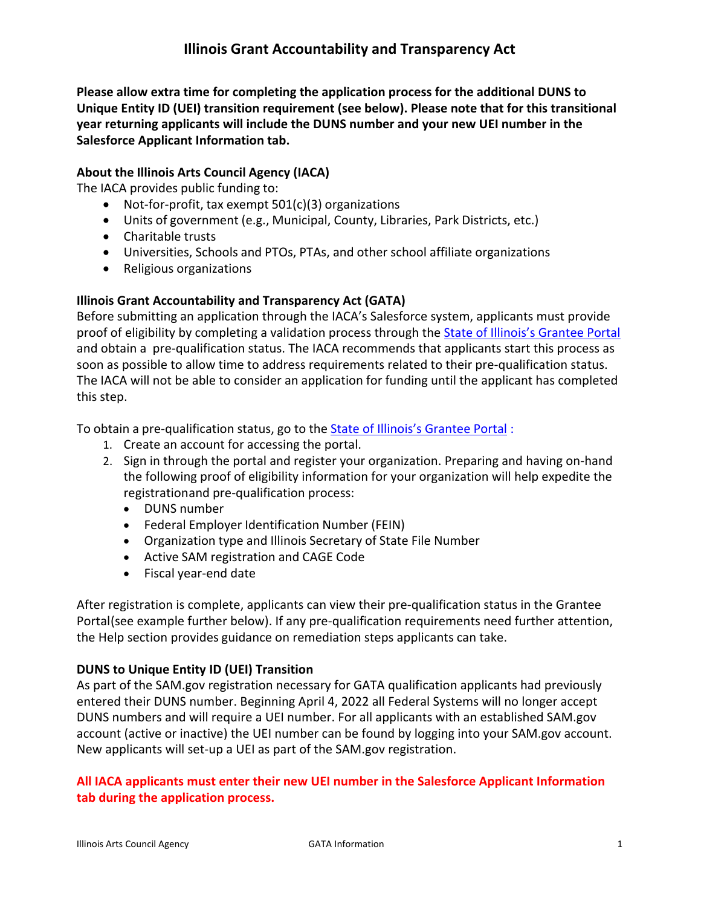# Illinois Grant Accountability and Transparency Act

**Please allow extra time for completing the application process for the additional DUNS to Unique Entity ID (UEI) transition requirement (see below). Please note that for this transitional year returning applicants will include the DUNS number and your new UEI number in the Salesforce Applicant Information tab.**

### About the Illinois Arts Council Agency (IACA)

The IACA provides public funding to:

- Not-for-profit, tax exempt 501(c)(3) organizations
- Units of government (e.g., Municipal, County, Libraries, Park Districts, etc.)
- Charitable trusts
- Universities, Schools and PTOs, PTAs, and other school affiliate organizations
- Religious organizations

### Illinois Grant Accountability and Transparency Act (GATA)

Before submitting an application through the IACA's Salesforce system, applicants must provide proof of eligibility by completing a validation process through the State of Illinois's Grantee Portal and obtain a pre-qualification status. The IACA recommends that applicants start this process as soon as possible to allow time to address requirements related to their pre-qualification status. The IACA will not be able to consider an application for funding until the applicant has completed this step.

To obtain a pre-qualification status, go to the State of Illinois's Grantee Portal :

1. Create an account for accessing the portal.
2. Sign in through the portal and register your organization. Preparing and having on-hand the following proof of eligibility information for your organization will help expedite the registrationand pre-qualification process:
   - DUNS number
   - Federal Employer Identification Number (FEIN)
   - Organization type and Illinois Secretary of State File Number
   - Active SAM registration and CAGE Code
   - Fiscal year-end date

After registration is complete, applicants can view their pre-qualification status in the Grantee Portal(see example further below). If any pre-qualification requirements need further attention, the Help section provides guidance on remediation steps applicants can take.

### DUNS to Unique Entity ID (UEI) Transition

As part of the SAM.gov registration necessary for GATA qualification applicants had previously entered their DUNS number. Beginning April 4, 2022 all Federal Systems will no longer accept DUNS numbers and will require a UEI number. For all applicants with an established SAM.gov account (active or inactive) the UEI number can be found by logging into your SAM.gov account. New applicants will set-up a UEI as part of the SAM.gov registration.

**All IACA applicants must enter their new UEI number in the Salesforce Applicant Information tab during the application process.**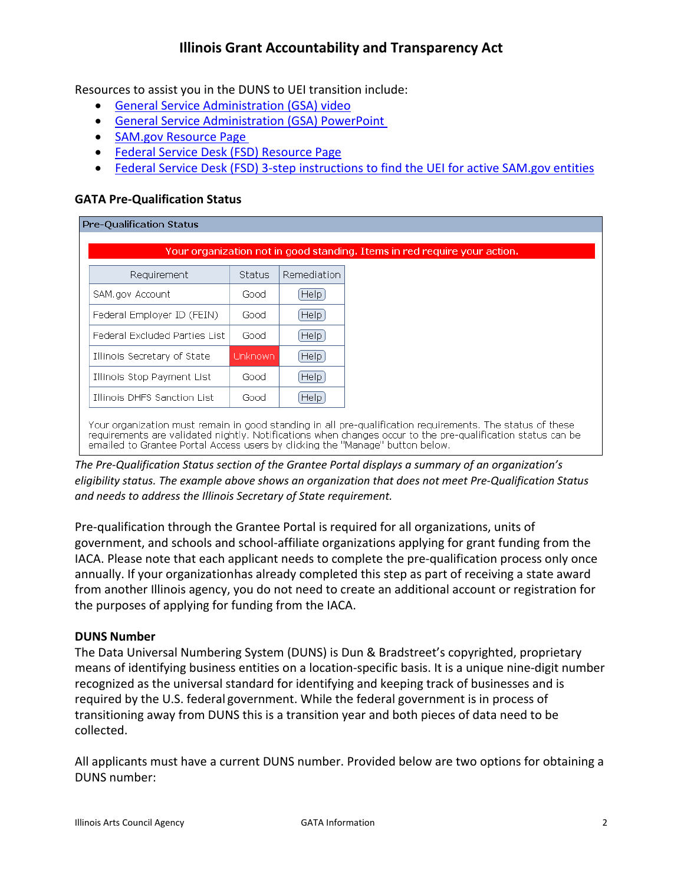Resources to assist you in the DUNS to UEI transition include:

- General Service Administration (GSA) video
- General Service Administration (GSA) PowerPoint
- SAM.gov Resource Page
- Federal Service Desk (FSD) Resource Page
- Federal Service Desk (FSD) 3-step instructions to find the UEI for active SAM.gov entities

### GATA Pre-Qualification Status

Pre-Qualification Status

Your organization not in good standing. Items in red require your action.

| Requirement | Status | Remediation |
| --- | --- | --- |
| SAM.gov Account | Good | Help |
| Federal Employer ID (FEIN) | Good | Help |
| Federal Excluded Parties List | Good | Help |
| Illinois Secretary of State | Unknown | Help |
| Illinois Stop Payment List | Good | Help |
| Illinois DHFS Sanction List | Good | Help |

Your organization must remain in good standing in all pre-qualification requirements. The status of these requirements are validated nightly. Notifications when changes occur to the pre-qualification status can be emailed to Grantee Portal Access users by clicking the "Manage" button below.

*The Pre-Qualification Status section of the Grantee Portal displays a summary of an organization's eligibility status. The example above shows an organization that does not meet Pre-Qualification Status and needs to address the Illinois Secretary of State requirement.*

Pre-qualification through the Grantee Portal is required for all organizations, units of government, and schools and school-affiliate organizations applying for grant funding from the IACA. Please note that each applicant needs to complete the pre-qualification process only once annually. If your organizationhas already completed this step as part of receiving a state award from another Illinois agency, you do not need to create an additional account or registration for the purposes of applying for funding from the IACA.

### DUNS Number

The Data Universal Numbering System (DUNS) is Dun & Bradstreet's copyrighted, proprietary means of identifying business entities on a location-specific basis. It is a unique nine-digit number recognized as the universal standard for identifying and keeping track of businesses and is required by the U.S. federal government. While the federal government is in process of transitioning away from DUNS this is a transition year and both pieces of data need to be collected.

All applicants must have a current DUNS number. Provided below are two options for obtaining a DUNS number: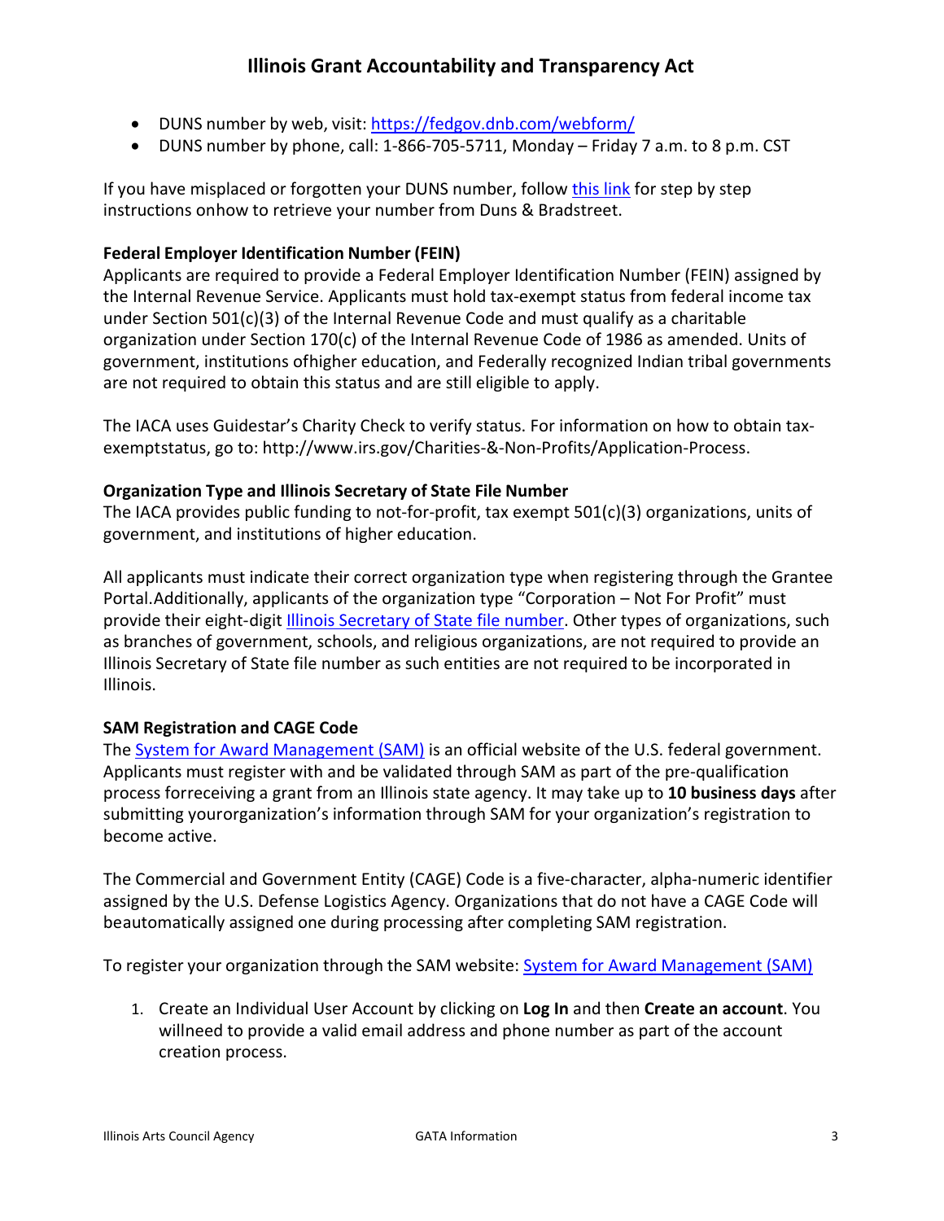- DUNS number by web, visit: [https://fedgov.dnb.com/webform/](https://fedgov.dnb.com/webform/)
- DUNS number by phone, call: 1-866-705-5711, Monday – Friday 7 a.m. to 8 p.m. CST

If you have misplaced or forgotten your DUNS number, follow this link for step by step instructions onhow to retrieve your number from Duns & Bradstreet.

**Federal Employer Identification Number (FEIN)**

Applicants are required to provide a Federal Employer Identification Number (FEIN) assigned by the Internal Revenue Service. Applicants must hold tax-exempt status from federal income tax under Section 501(c)(3) of the Internal Revenue Code and must qualify as a charitable organization under Section 170(c) of the Internal Revenue Code of 1986 as amended. Units of government, institutions ofhigher education, and Federally recognized Indian tribal governments are not required to obtain this status and are still eligible to apply.

The IACA uses Guidestar's Charity Check to verify status. For information on how to obtain tax-exemptstatus, go to: http://www.irs.gov/Charities-&-Non-Profits/Application-Process.

**Organization Type and Illinois Secretary of State File Number**

The IACA provides public funding to not-for-profit, tax exempt 501(c)(3) organizations, units of government, and institutions of higher education.

All applicants must indicate their correct organization type when registering through the Grantee Portal.Additionally, applicants of the organization type "Corporation – Not For Profit" must provide their eight-digit Illinois Secretary of State file number. Other types of organizations, such as branches of government, schools, and religious organizations, are not required to provide an Illinois Secretary of State file number as such entities are not required to be incorporated in Illinois.

**SAM Registration and CAGE Code**

The System for Award Management (SAM) is an official website of the U.S. federal government. Applicants must register with and be validated through SAM as part of the pre-qualification process forreceiving a grant from an Illinois state agency. It may take up to **10 business days** after submitting yourorganization's information through SAM for your organization's registration to become active.

The Commercial and Government Entity (CAGE) Code is a five-character, alpha-numeric identifier assigned by the U.S. Defense Logistics Agency. Organizations that do not have a CAGE Code will beautomatically assigned one during processing after completing SAM registration.

To register your organization through the SAM website: System for Award Management (SAM)

1. Create an Individual User Account by clicking on **Log In** and then **Create an account**. You willneed to provide a valid email address and phone number as part of the account creation process.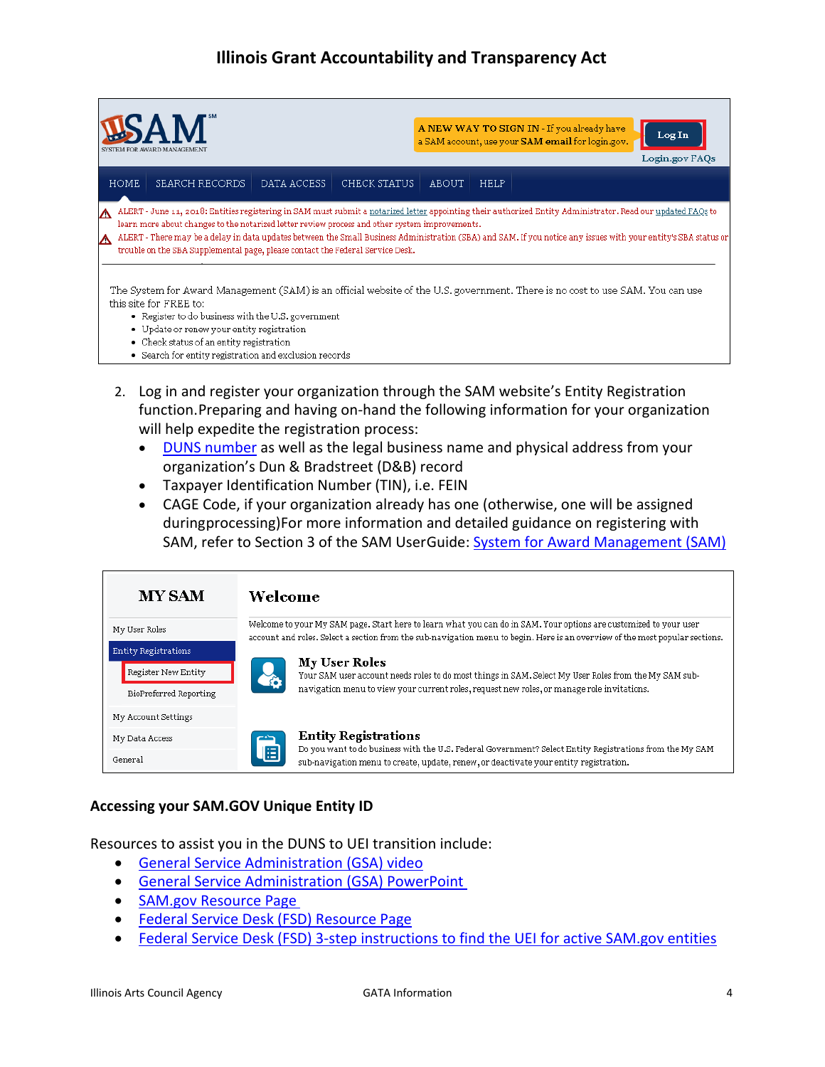2. Log in and register your organization through the SAM website's Entity Registration function.Preparing and having on-hand the following information for your organization will help expedite the registration process:
   - DUNS number as well as the legal business name and physical address from your organization's Dun & Bradstreet (D&B) record
   - Taxpayer Identification Number (TIN), i.e. FEIN
   - CAGE Code, if your organization already has one (otherwise, one will be assigned duringprocessing)For more information and detailed guidance on registering with SAM, refer to Section 3 of the SAM UserGuide: System for Award Management (SAM)

### Accessing your SAM.GOV Unique Entity ID

Resources to assist you in the DUNS to UEI transition include:

- General Service Administration (GSA) video
- General Service Administration (GSA) PowerPoint
- SAM.gov Resource Page
- Federal Service Desk (FSD) Resource Page
- Federal Service Desk (FSD) 3-step instructions to find the UEI for active SAM.gov entities